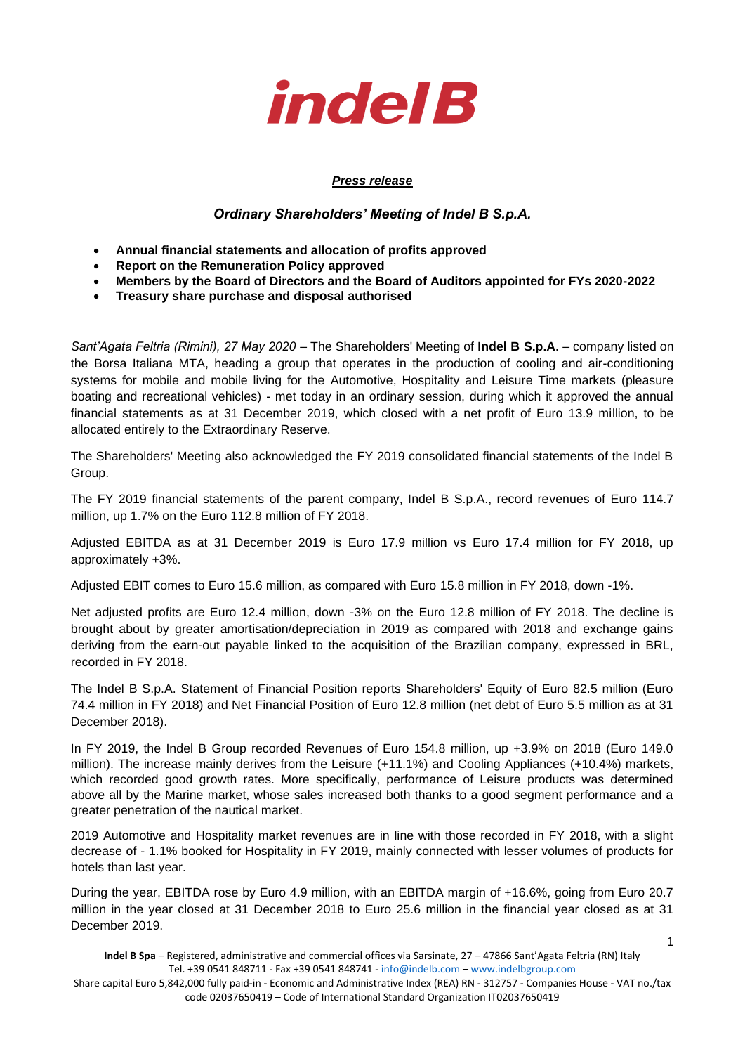indelB

***Press release***

## *Ordinary Shareholders' Meeting of Indel B S.p.A.*

- **Annual financial statements and allocation of profits approved**
- **Report on the Remuneration Policy approved**
- **Members by the Board of Directors and the Board of Auditors appointed for FYs 2020-2022**
- **Treasury share purchase and disposal authorised**

*Sant'Agata Feltria (Rimini), 27 May 2020* – The Shareholders' Meeting of **Indel B S.p.A.** – company listed on the Borsa Italiana MTA, heading a group that operates in the production of cooling and air-conditioning systems for mobile and mobile living for the Automotive, Hospitality and Leisure Time markets (pleasure boating and recreational vehicles) - met today in an ordinary session, during which it approved the annual financial statements as at 31 December 2019, which closed with a net profit of Euro 13.9 million, to be allocated entirely to the Extraordinary Reserve.

The Shareholders' Meeting also acknowledged the FY 2019 consolidated financial statements of the Indel B Group.

The FY 2019 financial statements of the parent company, Indel B S.p.A., record revenues of Euro 114.7 million, up 1.7% on the Euro 112.8 million of FY 2018.

Adjusted EBITDA as at 31 December 2019 is Euro 17.9 million vs Euro 17.4 million for FY 2018, up approximately +3%.

Adjusted EBIT comes to Euro 15.6 million, as compared with Euro 15.8 million in FY 2018, down -1%.

Net adjusted profits are Euro 12.4 million, down -3% on the Euro 12.8 million of FY 2018. The decline is brought about by greater amortisation/depreciation in 2019 as compared with 2018 and exchange gains deriving from the earn-out payable linked to the acquisition of the Brazilian company, expressed in BRL, recorded in FY 2018.

The Indel B S.p.A. Statement of Financial Position reports Shareholders' Equity of Euro 82.5 million (Euro 74.4 million in FY 2018) and Net Financial Position of Euro 12.8 million (net debt of Euro 5.5 million as at 31 December 2018).

In FY 2019, the Indel B Group recorded Revenues of Euro 154.8 million, up +3.9% on 2018 (Euro 149.0 million). The increase mainly derives from the Leisure (+11.1%) and Cooling Appliances (+10.4%) markets, which recorded good growth rates. More specifically, performance of Leisure products was determined above all by the Marine market, whose sales increased both thanks to a good segment performance and a greater penetration of the nautical market.

2019 Automotive and Hospitality market revenues are in line with those recorded in FY 2018, with a slight decrease of - 1.1% booked for Hospitality in FY 2019, mainly connected with lesser volumes of products for hotels than last year.

During the year, EBITDA rose by Euro 4.9 million, with an EBITDA margin of +16.6%, going from Euro 20.7 million in the year closed at 31 December 2018 to Euro 25.6 million in the financial year closed as at 31 December 2019.

**Indel B Spa** – Registered, administrative and commercial offices via Sarsinate, 27 – 47866 Sant'Agata Feltria (RN) Italy
Tel. +39 0541 848711 - Fax +39 0541 848741 - info@indelb.com – www.indelbgroup.com
Share capital Euro 5,842,000 fully paid-in - Economic and Administrative Index (REA) RN - 312757 - Companies House - VAT no./tax code 02037650419 – Code of International Standard Organization IT02037650419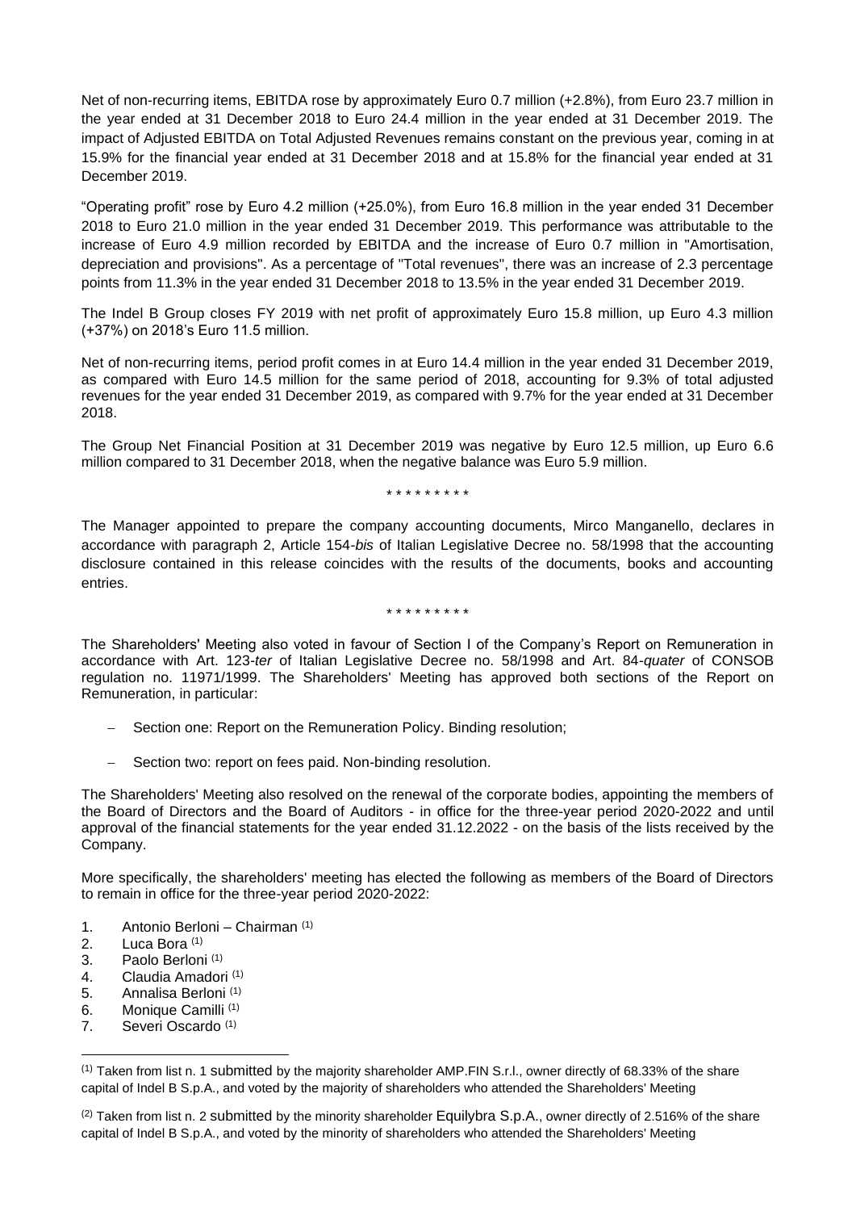Net of non-recurring items, EBITDA rose by approximately Euro 0.7 million (+2.8%), from Euro 23.7 million in the year ended at 31 December 2018 to Euro 24.4 million in the year ended at 31 December 2019. The impact of Adjusted EBITDA on Total Adjusted Revenues remains constant on the previous year, coming in at 15.9% for the financial year ended at 31 December 2018 and at 15.8% for the financial year ended at 31 December 2019.

"Operating profit" rose by Euro 4.2 million (+25.0%), from Euro 16.8 million in the year ended 31 December 2018 to Euro 21.0 million in the year ended 31 December 2019. This performance was attributable to the increase of Euro 4.9 million recorded by EBITDA and the increase of Euro 0.7 million in "Amortisation, depreciation and provisions". As a percentage of "Total revenues", there was an increase of 2.3 percentage points from 11.3% in the year ended 31 December 2018 to 13.5% in the year ended 31 December 2019.

The Indel B Group closes FY 2019 with net profit of approximately Euro 15.8 million, up Euro 4.3 million (+37%) on 2018's Euro 11.5 million.

Net of non-recurring items, period profit comes in at Euro 14.4 million in the year ended 31 December 2019, as compared with Euro 14.5 million for the same period of 2018, accounting for 9.3% of total adjusted revenues for the year ended 31 December 2019, as compared with 9.7% for the year ended at 31 December 2018.

The Group Net Financial Position at 31 December 2019 was negative by Euro 12.5 million, up Euro 6.6 million compared to 31 December 2018, when the negative balance was Euro 5.9 million.

\* \* \* \* \* \* \* \* \*

The Manager appointed to prepare the company accounting documents, Mirco Manganello, declares in accordance with paragraph 2, Article 154-*bis* of Italian Legislative Decree no. 58/1998 that the accounting disclosure contained in this release coincides with the results of the documents, books and accounting entries.

\* \* \* \* \* \* \* \* \*

The Shareholders' Meeting also voted in favour of Section I of the Company's Report on Remuneration in accordance with Art. 123-*ter* of Italian Legislative Decree no. 58/1998 and Art. 84-*quater* of CONSOB regulation no. 11971/1999. The Shareholders' Meeting has approved both sections of the Report on Remuneration, in particular:

- Section one: Report on the Remuneration Policy. Binding resolution;
- Section two: report on fees paid. Non-binding resolution.

The Shareholders' Meeting also resolved on the renewal of the corporate bodies, appointing the members of the Board of Directors and the Board of Auditors - in office for the three-year period 2020-2022 and until approval of the financial statements for the year ended 31.12.2022 - on the basis of the lists received by the Company.

More specifically, the shareholders' meeting has elected the following as members of the Board of Directors to remain in office for the three-year period 2020-2022:

1. Antonio Berloni – Chairman (1)
2. Luca Bora (1)
3. Paolo Berloni (1)
4. Claudia Amadori (1)
5. Annalisa Berloni (1)
6. Monique Camilli (1)
7. Severi Oscardo (1)

(1) Taken from list n. 1 submitted by the majority shareholder AMP.FIN S.r.l., owner directly of 68.33% of the share capital of Indel B S.p.A., and voted by the majority of shareholders who attended the Shareholders' Meeting

(2) Taken from list n. 2 submitted by the minority shareholder Equilybra S.p.A., owner directly of 2.516% of the share capital of Indel B S.p.A., and voted by the minority of shareholders who attended the Shareholders' Meeting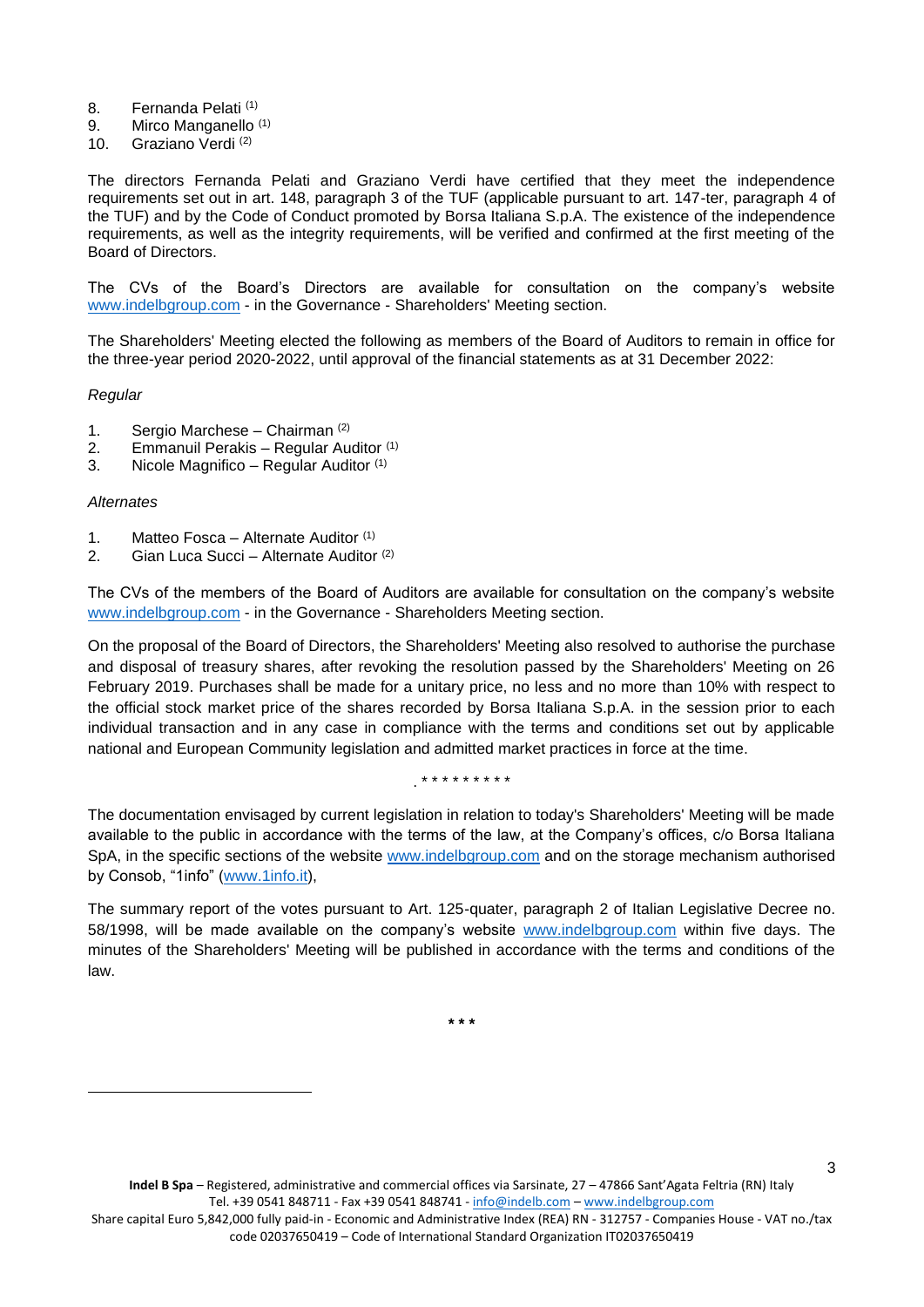8. Fernanda Pelati [1]
9. Mirco Manganello [1]
10. Graziano Verdi [2]

The directors Fernanda Pelati and Graziano Verdi have certified that they meet the independence requirements set out in art. 148, paragraph 3 of the TUF (applicable pursuant to art. 147-ter, paragraph 4 of the TUF) and by the Code of Conduct promoted by Borsa Italiana S.p.A. The existence of the independence requirements, as well as the integrity requirements, will be verified and confirmed at the first meeting of the Board of Directors.

The CVs of the Board's Directors are available for consultation on the company's website www.indelbgroup.com - in the Governance - Shareholders' Meeting section.

The Shareholders' Meeting elected the following as members of the Board of Auditors to remain in office for the three-year period 2020-2022, until approval of the financial statements as at 31 December 2022:

*Regular*

1. Sergio Marchese – Chairman [2]
2. Emmanuil Perakis – Regular Auditor [1]
3. Nicole Magnifico – Regular Auditor [1]

*Alternates*

1. Matteo Fosca – Alternate Auditor [1]
2. Gian Luca Succi – Alternate Auditor [2]

The CVs of the members of the Board of Auditors are available for consultation on the company's website www.indelbgroup.com - in the Governance - Shareholders Meeting section.

On the proposal of the Board of Directors, the Shareholders' Meeting also resolved to authorise the purchase and disposal of treasury shares, after revoking the resolution passed by the Shareholders' Meeting on 26 February 2019. Purchases shall be made for a unitary price, no less and no more than 10% with respect to the official stock market price of the shares recorded by Borsa Italiana S.p.A. in the session prior to each individual transaction and in any case in compliance with the terms and conditions set out by applicable national and European Community legislation and admitted market practices in force at the time.

.*********

The documentation envisaged by current legislation in relation to today's Shareholders' Meeting will be made available to the public in accordance with the terms of the law, at the Company's offices, c/o Borsa Italiana SpA, in the specific sections of the website www.indelbgroup.com and on the storage mechanism authorised by Consob, "1info" (www.1info.it),

The summary report of the votes pursuant to Art. 125-quater, paragraph 2 of Italian Legislative Decree no. 58/1998, will be made available on the company's website www.indelbgroup.com within five days. The minutes of the Shareholders' Meeting will be published in accordance with the terms and conditions of the law.

***

**Indel B Spa** – Registered, administrative and commercial offices via Sarsinate, 27 – 47866 Sant'Agata Feltria (RN) Italy
Tel. +39 0541 848711 - Fax +39 0541 848741 - info@indelb.com – www.indelbgroup.com
Share capital Euro 5,842,000 fully paid-in - Economic and Administrative Index (REA) RN - 312757 - Companies House - VAT no./tax code 02037650419 – Code of International Standard Organization IT02037650419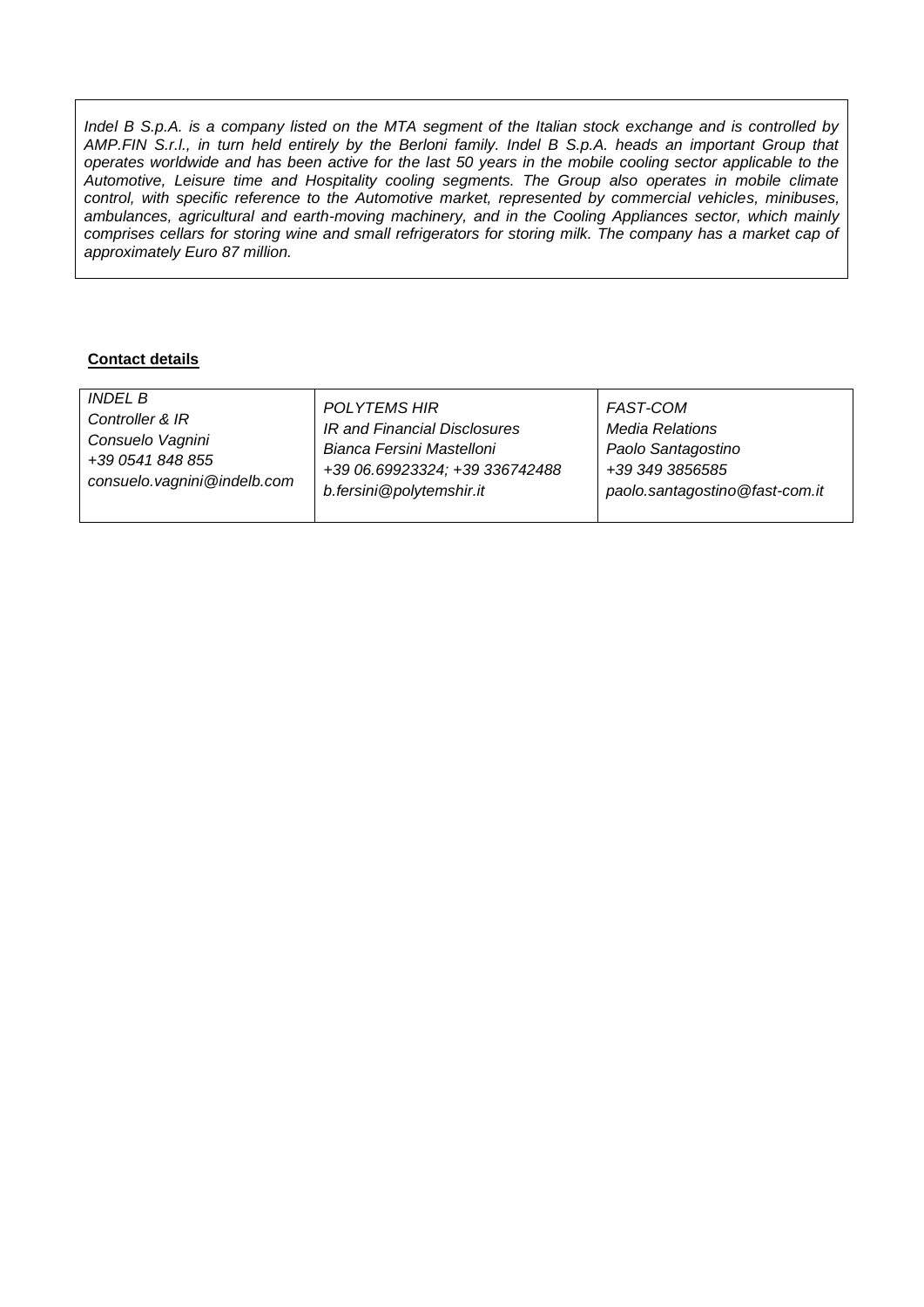*Indel B S.p.A. is a company listed on the MTA segment of the Italian stock exchange and is controlled by AMP.FIN S.r.l., in turn held entirely by the Berloni family. Indel B S.p.A. heads an important Group that operates worldwide and has been active for the last 50 years in the mobile cooling sector applicable to the Automotive, Leisure time and Hospitality cooling segments. The Group also operates in mobile climate control, with specific reference to the Automotive market, represented by commercial vehicles, minibuses, ambulances, agricultural and earth-moving machinery, and in the Cooling Appliances sector, which mainly comprises cellars for storing wine and small refrigerators for storing milk. The company has a market cap of approximately Euro 87 million.*

**Contact details**

| | | |
|---|---|---|
| *INDEL B*<br>*Controller & IR*<br>*Consuelo Vagnini*<br>*+39 0541 848 855*<br>*consuelo.vagnini@indelb.com* | *POLYTEMS HIR*<br>*IR and Financial Disclosures*<br>*Bianca Fersini Mastelloni*<br>*+39 06.69923324; +39 336742488*<br>*b.fersini@polytemshir.it* | *FAST-COM*<br>*Media Relations*<br>*Paolo Santagostino*<br>*+39 349 3856585*<br>*paolo.santagostino@fast-com.it* |